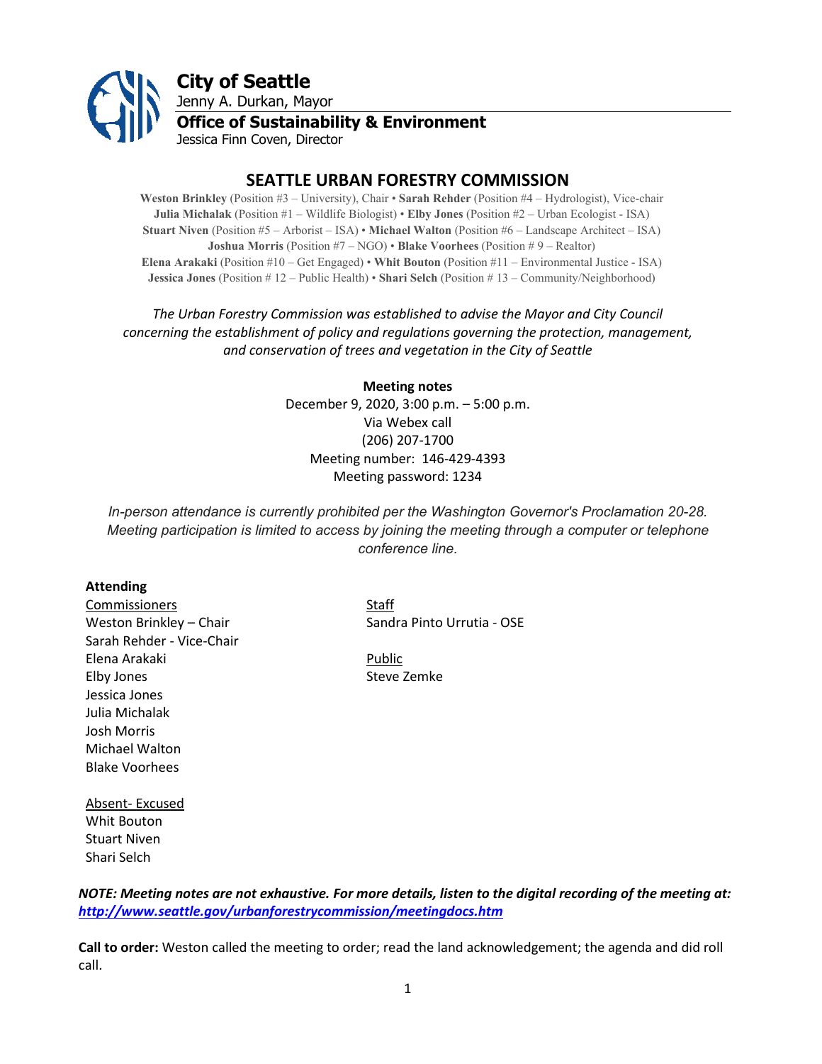# City of Seattle

Jenny A. Durkan, Mayor

## Office of Sustainability & Environment

Jessica Finn Coven, Director

## SEATTLE URBAN FORESTRY COMMISSION

**Weston Brinkley** (Position #3 – University), Chair • **Sarah Rehder** (Position #4 – Hydrologist), Vice-chair
**Julia Michalak** (Position #1 – Wildlife Biologist) • **Elby Jones** (Position #2 – Urban Ecologist - ISA)
**Stuart Niven** (Position #5 – Arborist – ISA) • **Michael Walton** (Position #6 – Landscape Architect – ISA)
**Joshua Morris** (Position #7 – NGO) • **Blake Voorhees** (Position # 9 – Realtor)
**Elena Arakaki** (Position #10 – Get Engaged) • **Whit Bouton** (Position #11 – Environmental Justice - ISA)
**Jessica Jones** (Position # 12 – Public Health) • **Shari Selch** (Position # 13 – Community/Neighborhood)

*The Urban Forestry Commission was established to advise the Mayor and City Council concerning the establishment of policy and regulations governing the protection, management, and conservation of trees and vegetation in the City of Seattle*

**Meeting notes**
December 9, 2020, 3:00 p.m. – 5:00 p.m.
Via Webex call
(206) 207-1700
Meeting number: 146-429-4393
Meeting password: 1234

*In-person attendance is currently prohibited per the Washington Governor's Proclamation 20-28. Meeting participation is limited to access by joining the meeting through a computer or telephone conference line.*

**Attending**

Commissioners
Weston Brinkley – Chair
Sarah Rehder - Vice-Chair
Elena Arakaki
Elby Jones
Jessica Jones
Julia Michalak
Josh Morris
Michael Walton
Blake Voorhees

Staff
Sandra Pinto Urrutia - OSE

Public
Steve Zemke

Absent- Excused
Whit Bouton
Stuart Niven
Shari Selch

***NOTE: Meeting notes are not exhaustive. For more details, listen to the digital recording of the meeting at: http://www.seattle.gov/urbanforestrycommission/meetingdocs.htm***

**Call to order:** Weston called the meeting to order; read the land acknowledgement; the agenda and did roll call.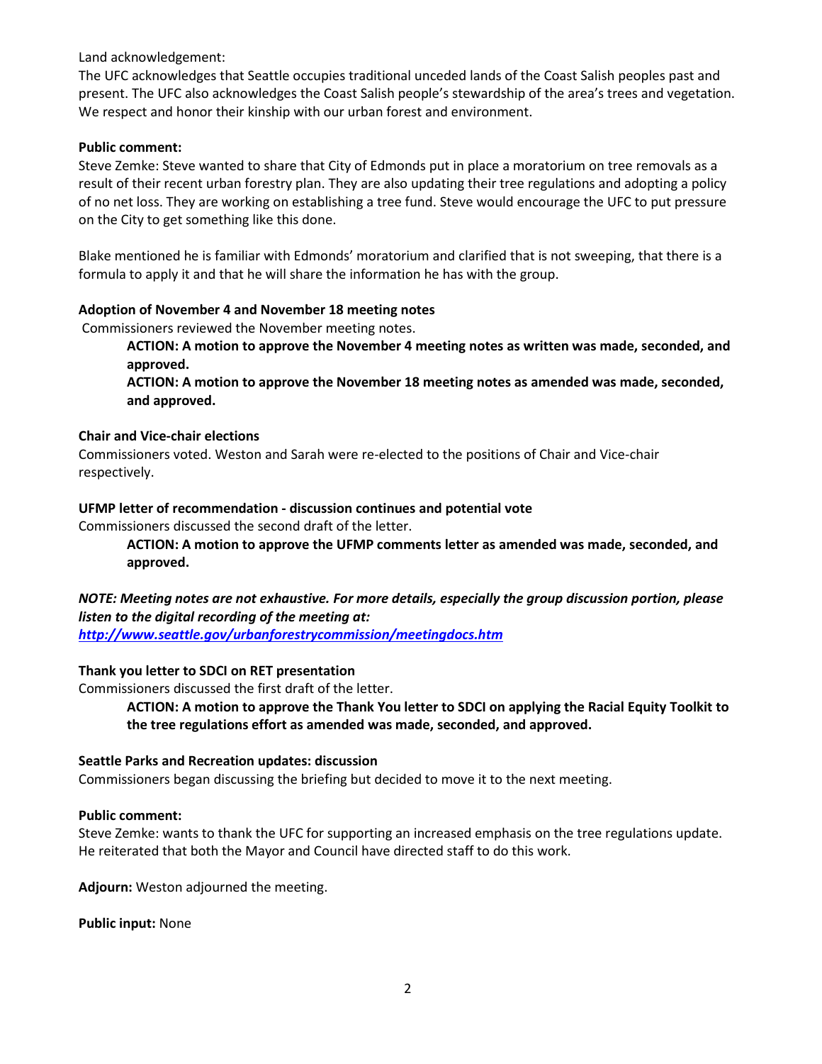Land acknowledgement:
The UFC acknowledges that Seattle occupies traditional unceded lands of the Coast Salish peoples past and present. The UFC also acknowledges the Coast Salish people's stewardship of the area's trees and vegetation. We respect and honor their kinship with our urban forest and environment.

**Public comment:**
Steve Zemke: Steve wanted to share that City of Edmonds put in place a moratorium on tree removals as a result of their recent urban forestry plan. They are also updating their tree regulations and adopting a policy of no net loss. They are working on establishing a tree fund. Steve would encourage the UFC to put pressure on the City to get something like this done.

Blake mentioned he is familiar with Edmonds' moratorium and clarified that is not sweeping, that there is a formula to apply it and that he will share the information he has with the group.

**Adoption of November 4 and November 18 meeting notes**
Commissioners reviewed the November meeting notes.

> **ACTION: A motion to approve the November 4 meeting notes as written was made, seconded, and approved.**
> **ACTION: A motion to approve the November 18 meeting notes as amended was made, seconded, and approved.**

**Chair and Vice-chair elections**
Commissioners voted. Weston and Sarah were re-elected to the positions of Chair and Vice-chair respectively.

**UFMP letter of recommendation - discussion continues and potential vote**
Commissioners discussed the second draft of the letter.

> **ACTION: A motion to approve the UFMP comments letter as amended was made, seconded, and approved.**

***NOTE: Meeting notes are not exhaustive. For more details, especially the group discussion portion, please listen to the digital recording of the meeting at:***
***http://www.seattle.gov/urbanforestrycommission/meetingdocs.htm***

**Thank you letter to SDCI on RET presentation**
Commissioners discussed the first draft of the letter.

> **ACTION: A motion to approve the Thank You letter to SDCI on applying the Racial Equity Toolkit to the tree regulations effort as amended was made, seconded, and approved.**

**Seattle Parks and Recreation updates: discussion**
Commissioners began discussing the briefing but decided to move it to the next meeting.

**Public comment:**
Steve Zemke: wants to thank the UFC for supporting an increased emphasis on the tree regulations update. He reiterated that both the Mayor and Council have directed staff to do this work.

**Adjourn:** Weston adjourned the meeting.

**Public input:** None